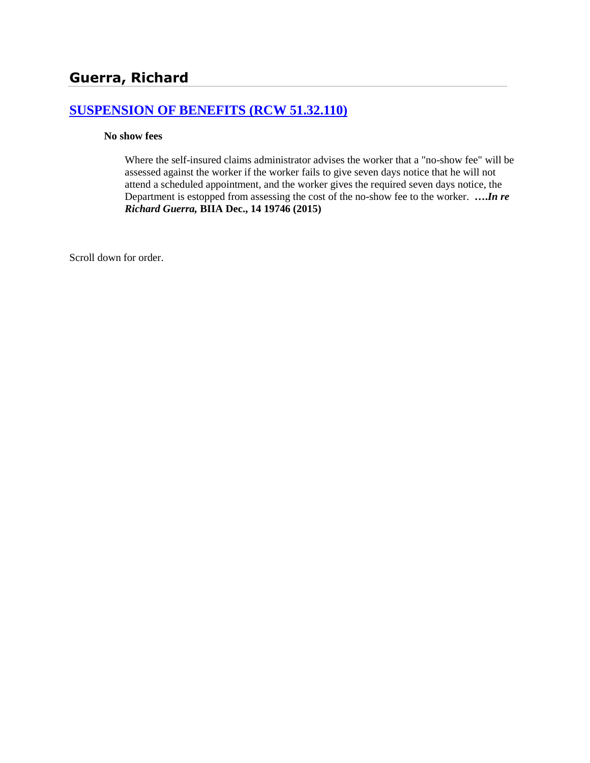## Guerra, Richard

### [SUSPENSION OF BENEFITS (RCW 51.32.110)]()

**No show fees**

Where the self-insured claims administrator advises the worker that a "no-show fee" will be assessed against the worker if the worker fails to give seven days notice that he will not attend a scheduled appointment, and the worker gives the required seven days notice, the Department is estopped from assessing the cost of the no-show fee to the worker. ***….In re Richard Guerra,* BIIA Dec., 14 19746 (2015)**

Scroll down for order.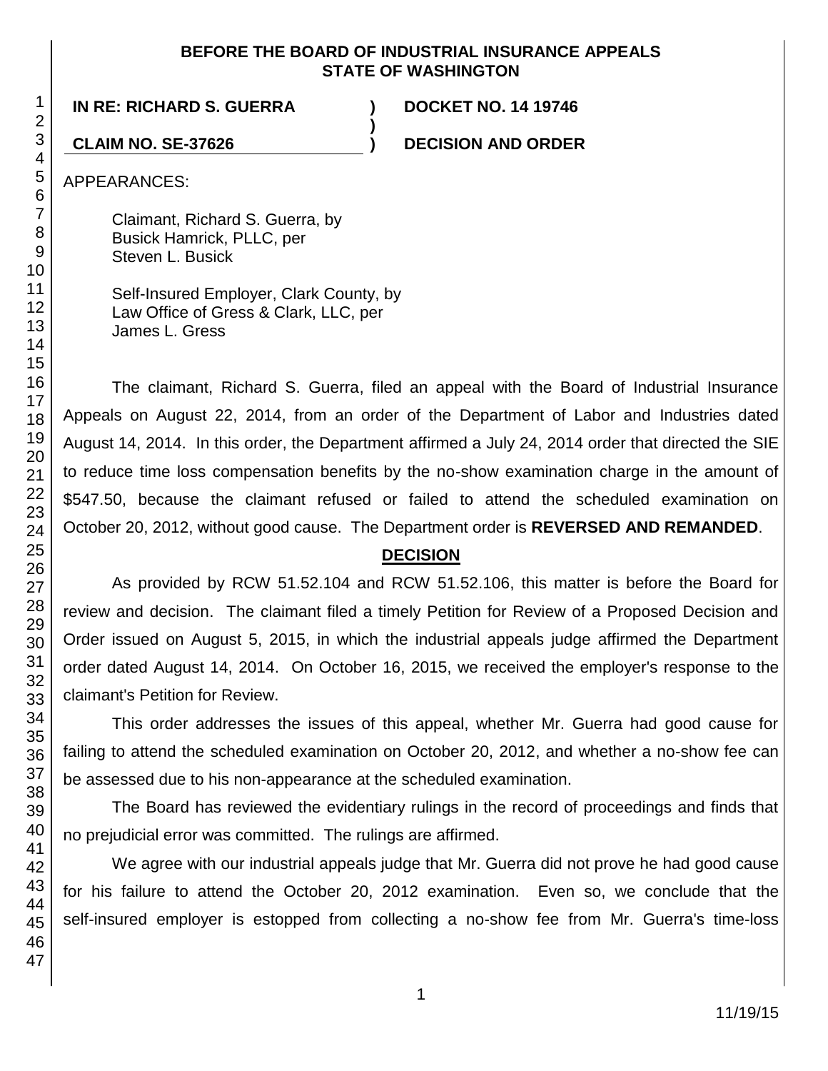**BEFORE THE BOARD OF INDUSTRIAL INSURANCE APPEALS**
**STATE OF WASHINGTON**

| | | |
|---|---|---|
| **IN RE: RICHARD S. GUERRA** | **)** | **DOCKET NO. 14 19746** |
| | **)** | |
| **CLAIM NO. SE-37626** | **)** | **DECISION AND ORDER** |

APPEARANCES:

Claimant, Richard S. Guerra, by
Busick Hamrick, PLLC, per
Steven L. Busick

Self-Insured Employer, Clark County, by
Law Office of Gress & Clark, LLC, per
James L. Gress

The claimant, Richard S. Guerra, filed an appeal with the Board of Industrial Insurance Appeals on August 22, 2014, from an order of the Department of Labor and Industries dated August 14, 2014. In this order, the Department affirmed a July 24, 2014 order that directed the SIE to reduce time loss compensation benefits by the no-show examination charge in the amount of $547.50, because the claimant refused or failed to attend the scheduled examination on October 20, 2012, without good cause. The Department order is **REVERSED AND REMANDED**.

## DECISION

As provided by RCW 51.52.104 and RCW 51.52.106, this matter is before the Board for review and decision. The claimant filed a timely Petition for Review of a Proposed Decision and Order issued on August 5, 2015, in which the industrial appeals judge affirmed the Department order dated August 14, 2014. On October 16, 2015, we received the employer's response to the claimant's Petition for Review.

This order addresses the issues of this appeal, whether Mr. Guerra had good cause for failing to attend the scheduled examination on October 20, 2012, and whether a no-show fee can be assessed due to his non-appearance at the scheduled examination.

The Board has reviewed the evidentiary rulings in the record of proceedings and finds that no prejudicial error was committed. The rulings are affirmed.

We agree with our industrial appeals judge that Mr. Guerra did not prove he had good cause for his failure to attend the October 20, 2012 examination. Even so, we conclude that the self-insured employer is estopped from collecting a no-show fee from Mr. Guerra's time-loss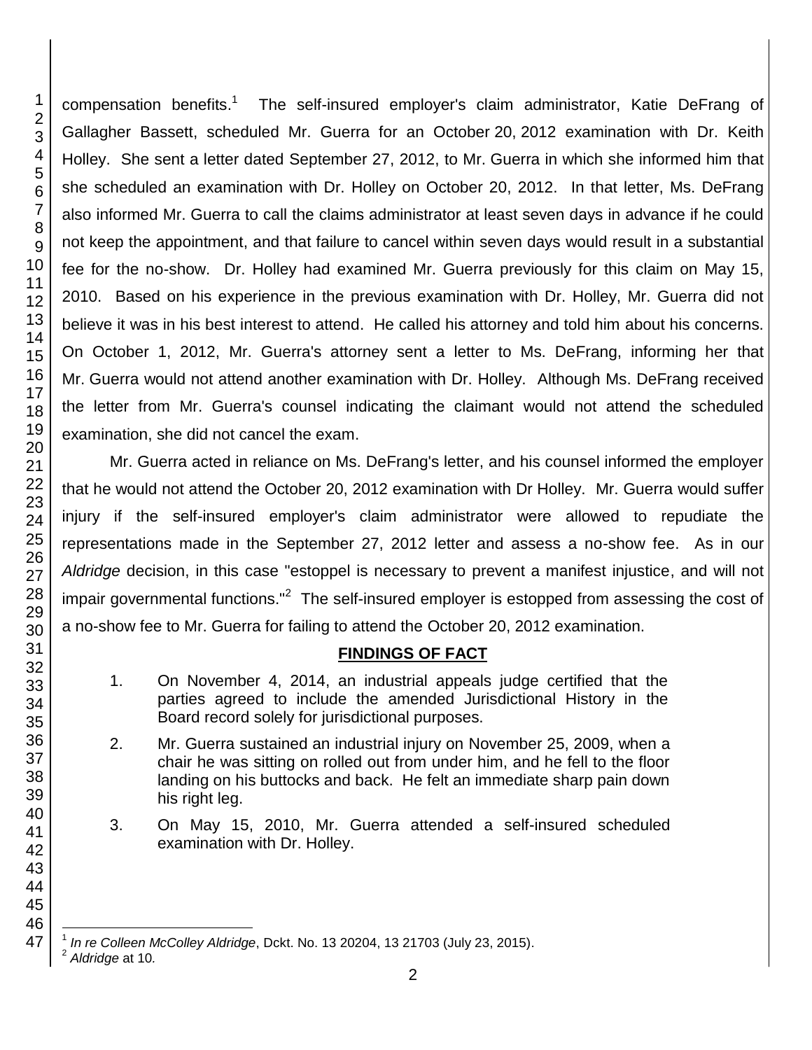compensation benefits.[1] The self-insured employer's claim administrator, Katie DeFrang of Gallagher Bassett, scheduled Mr. Guerra for an October 20, 2012 examination with Dr. Keith Holley. She sent a letter dated September 27, 2012, to Mr. Guerra in which she informed him that she scheduled an examination with Dr. Holley on October 20, 2012. In that letter, Ms. DeFrang also informed Mr. Guerra to call the claims administrator at least seven days in advance if he could not keep the appointment, and that failure to cancel within seven days would result in a substantial fee for the no-show. Dr. Holley had examined Mr. Guerra previously for this claim on May 15, 2010. Based on his experience in the previous examination with Dr. Holley, Mr. Guerra did not believe it was in his best interest to attend. He called his attorney and told him about his concerns. On October 1, 2012, Mr. Guerra's attorney sent a letter to Ms. DeFrang, informing her that Mr. Guerra would not attend another examination with Dr. Holley. Although Ms. DeFrang received the letter from Mr. Guerra's counsel indicating the claimant would not attend the scheduled examination, she did not cancel the exam.

Mr. Guerra acted in reliance on Ms. DeFrang's letter, and his counsel informed the employer that he would not attend the October 20, 2012 examination with Dr Holley. Mr. Guerra would suffer injury if the self-insured employer's claim administrator were allowed to repudiate the representations made in the September 27, 2012 letter and assess a no-show fee. As in our *Aldridge* decision, in this case "estoppel is necessary to prevent a manifest injustice, and will not impair governmental functions."[2] The self-insured employer is estopped from assessing the cost of a no-show fee to Mr. Guerra for failing to attend the October 20, 2012 examination.

## FINDINGS OF FACT

1. On November 4, 2014, an industrial appeals judge certified that the parties agreed to include the amended Jurisdictional History in the Board record solely for jurisdictional purposes.
2. Mr. Guerra sustained an industrial injury on November 25, 2009, when a chair he was sitting on rolled out from under him, and he fell to the floor landing on his buttocks and back. He felt an immediate sharp pain down his right leg.
3. On May 15, 2010, Mr. Guerra attended a self-insured scheduled examination with Dr. Holley.

---

[1] *In re Colleen McColley Aldridge*, Dckt. No. 13 20204, 13 21703 (July 23, 2015).

[2] *Aldridge* at 10.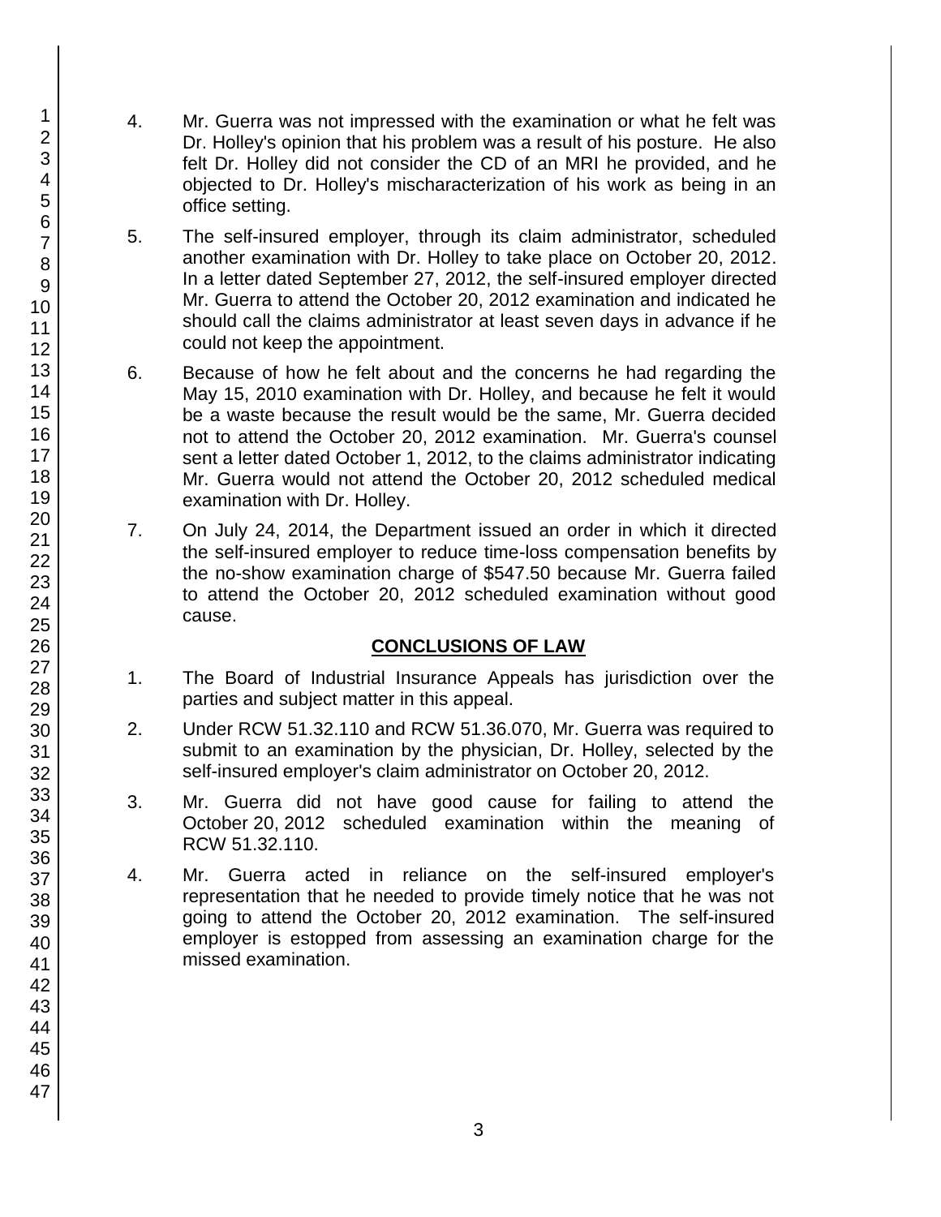4. Mr. Guerra was not impressed with the examination or what he felt was Dr. Holley's opinion that his problem was a result of his posture. He also felt Dr. Holley did not consider the CD of an MRI he provided, and he objected to Dr. Holley's mischaracterization of his work as being in an office setting.

5. The self-insured employer, through its claim administrator, scheduled another examination with Dr. Holley to take place on October 20, 2012. In a letter dated September 27, 2012, the self-insured employer directed Mr. Guerra to attend the October 20, 2012 examination and indicated he should call the claims administrator at least seven days in advance if he could not keep the appointment.

6. Because of how he felt about and the concerns he had regarding the May 15, 2010 examination with Dr. Holley, and because he felt it would be a waste because the result would be the same, Mr. Guerra decided not to attend the October 20, 2012 examination. Mr. Guerra's counsel sent a letter dated October 1, 2012, to the claims administrator indicating Mr. Guerra would not attend the October 20, 2012 scheduled medical examination with Dr. Holley.

7. On July 24, 2014, the Department issued an order in which it directed the self-insured employer to reduce time-loss compensation benefits by the no-show examination charge of $547.50 because Mr. Guerra failed to attend the October 20, 2012 scheduled examination without good cause.

## CONCLUSIONS OF LAW

1. The Board of Industrial Insurance Appeals has jurisdiction over the parties and subject matter in this appeal.

2. Under RCW 51.32.110 and RCW 51.36.070, Mr. Guerra was required to submit to an examination by the physician, Dr. Holley, selected by the self-insured employer's claim administrator on October 20, 2012.

3. Mr. Guerra did not have good cause for failing to attend the October 20, 2012 scheduled examination within the meaning of RCW 51.32.110.

4. Mr. Guerra acted in reliance on the self-insured employer's representation that he needed to provide timely notice that he was not going to attend the October 20, 2012 examination. The self-insured employer is estopped from assessing an examination charge for the missed examination.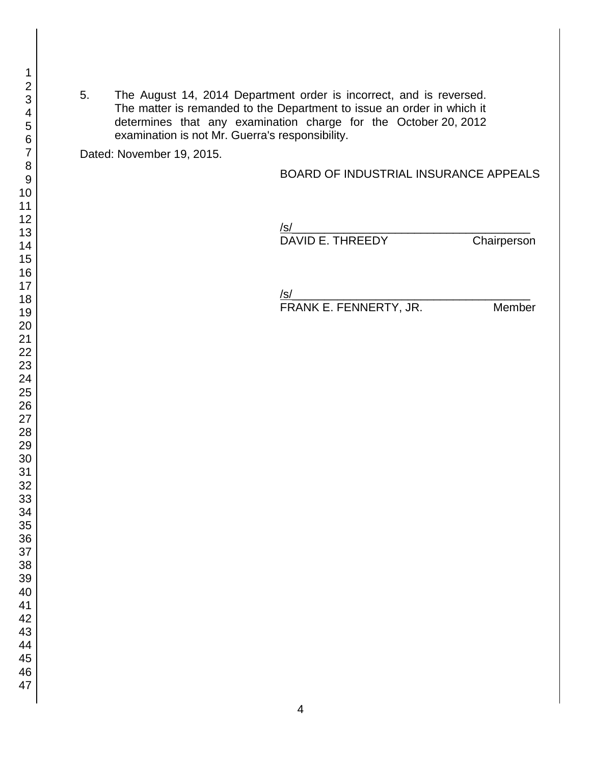5. The August 14, 2014 Department order is incorrect, and is reversed. The matter is remanded to the Department to issue an order in which it determines that any examination charge for the October 20, 2012 examination is not Mr. Guerra's responsibility.

Dated: November 19, 2015.

BOARD OF INDUSTRIAL INSURANCE APPEALS

/s/
DAVID E. THREEDY Chairperson

/s/
FRANK E. FENNERTY, JR. Member